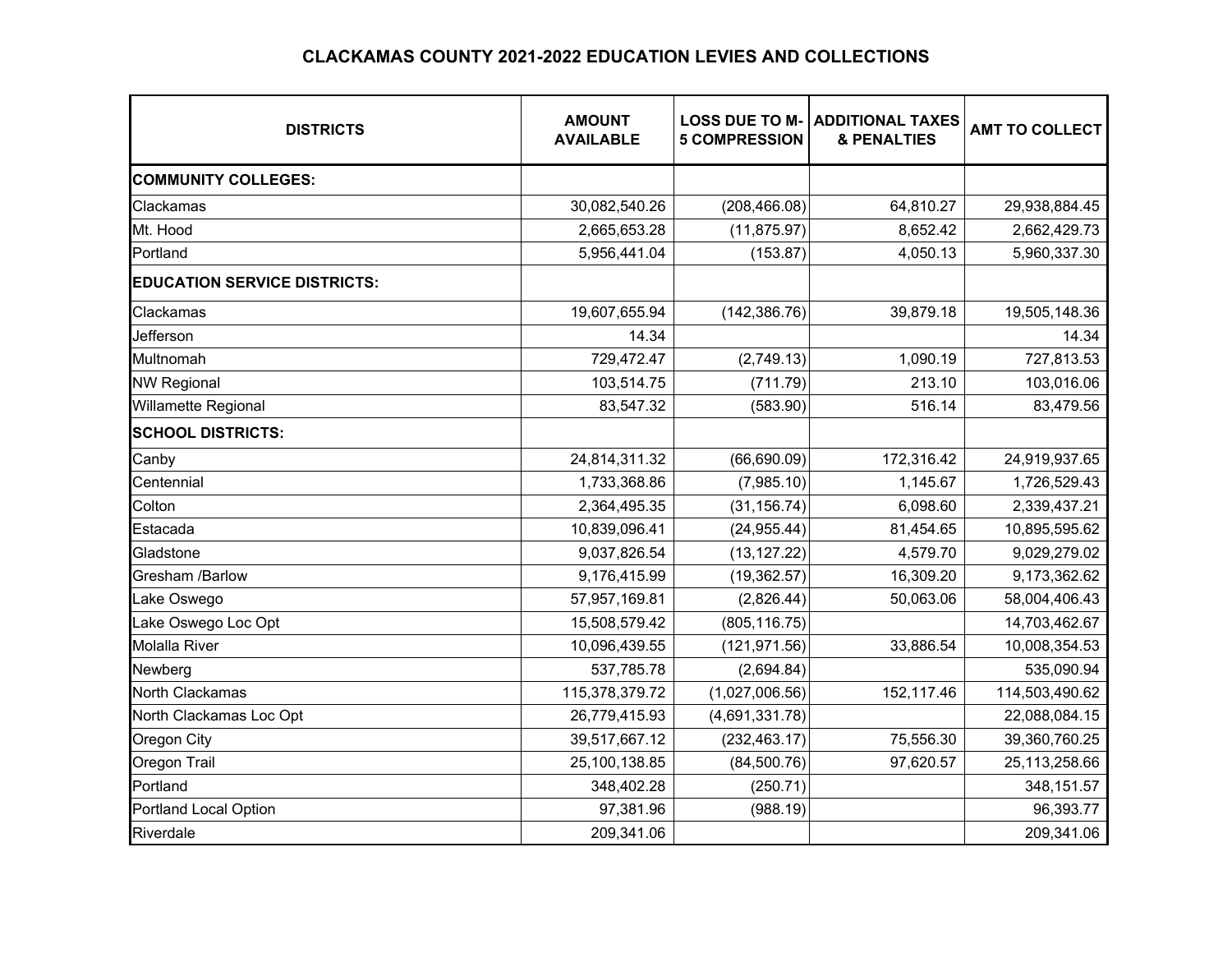# CLACKAMAS COUNTY 2021-2022 EDUCATION LEVIES AND COLLECTIONS

| DISTRICTS | AMOUNT AVAILABLE | LOSS DUE TO M-5 COMPRESSION | ADDITIONAL TAXES & PENALTIES | AMT TO COLLECT |
|---|---|---|---|---|
| **COMMUNITY COLLEGES:** | | | | |
| Clackamas | 30,082,540.26 | (208,466.08) | 64,810.27 | 29,938,884.45 |
| Mt. Hood | 2,665,653.28 | (11,875.97) | 8,652.42 | 2,662,429.73 |
| Portland | 5,956,441.04 | (153.87) | 4,050.13 | 5,960,337.30 |
| **EDUCATION SERVICE DISTRICTS:** | | | | |
| Clackamas | 19,607,655.94 | (142,386.76) | 39,879.18 | 19,505,148.36 |
| Jefferson | 14.34 | | | 14.34 |
| Multnomah | 729,472.47 | (2,749.13) | 1,090.19 | 727,813.53 |
| NW Regional | 103,514.75 | (711.79) | 213.10 | 103,016.06 |
| Willamette Regional | 83,547.32 | (583.90) | 516.14 | 83,479.56 |
| **SCHOOL DISTRICTS:** | | | | |
| Canby | 24,814,311.32 | (66,690.09) | 172,316.42 | 24,919,937.65 |
| Centennial | 1,733,368.86 | (7,985.10) | 1,145.67 | 1,726,529.43 |
| Colton | 2,364,495.35 | (31,156.74) | 6,098.60 | 2,339,437.21 |
| Estacada | 10,839,096.41 | (24,955.44) | 81,454.65 | 10,895,595.62 |
| Gladstone | 9,037,826.54 | (13,127.22) | 4,579.70 | 9,029,279.02 |
| Gresham /Barlow | 9,176,415.99 | (19,362.57) | 16,309.20 | 9,173,362.62 |
| Lake Oswego | 57,957,169.81 | (2,826.44) | 50,063.06 | 58,004,406.43 |
| Lake Oswego Loc Opt | 15,508,579.42 | (805,116.75) | | 14,703,462.67 |
| Molalla River | 10,096,439.55 | (121,971.56) | 33,886.54 | 10,008,354.53 |
| Newberg | 537,785.78 | (2,694.84) | | 535,090.94 |
| North Clackamas | 115,378,379.72 | (1,027,006.56) | 152,117.46 | 114,503,490.62 |
| North Clackamas Loc Opt | 26,779,415.93 | (4,691,331.78) | | 22,088,084.15 |
| Oregon City | 39,517,667.12 | (232,463.17) | 75,556.30 | 39,360,760.25 |
| Oregon Trail | 25,100,138.85 | (84,500.76) | 97,620.57 | 25,113,258.66 |
| Portland | 348,402.28 | (250.71) | | 348,151.57 |
| Portland Local Option | 97,381.96 | (988.19) | | 96,393.77 |
| Riverdale | 209,341.06 | | | 209,341.06 |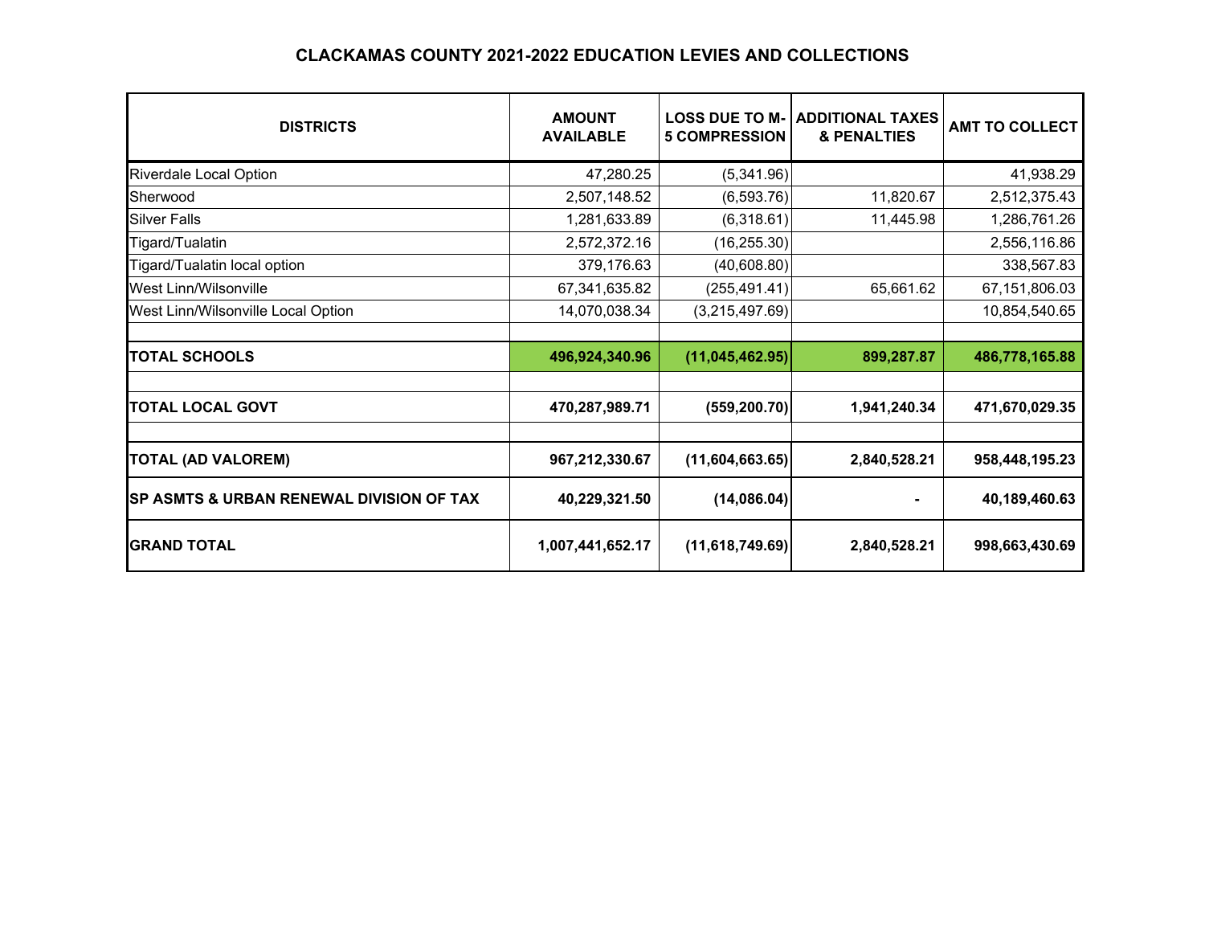# CLACKAMAS COUNTY 2021-2022 EDUCATION LEVIES AND COLLECTIONS

| DISTRICTS | AMOUNT AVAILABLE | LOSS DUE TO M-5 COMPRESSION | ADDITIONAL TAXES & PENALTIES | AMT TO COLLECT |
|---|---|---|---|---|
| Riverdale Local Option | 47,280.25 | (5,341.96) | | 41,938.29 |
| Sherwood | 2,507,148.52 | (6,593.76) | 11,820.67 | 2,512,375.43 |
| Silver Falls | 1,281,633.89 | (6,318.61) | 11,445.98 | 1,286,761.26 |
| Tigard/Tualatin | 2,572,372.16 | (16,255.30) | | 2,556,116.86 |
| Tigard/Tualatin local option | 379,176.63 | (40,608.80) | | 338,567.83 |
| West Linn/Wilsonville | 67,341,635.82 | (255,491.41) | 65,661.62 | 67,151,806.03 |
| West Linn/Wilsonville Local Option | 14,070,038.34 | (3,215,497.69) | | 10,854,540.65 |
| | | | | |
| **TOTAL SCHOOLS** | **496,924,340.96** | **(11,045,462.95)** | **899,287.87** | **486,778,165.88** |
| | | | | |
| **TOTAL LOCAL GOVT** | **470,287,989.71** | **(559,200.70)** | **1,941,240.34** | **471,670,029.35** |
| | | | | |
| **TOTAL (AD VALOREM)** | **967,212,330.67** | **(11,604,663.65)** | **2,840,528.21** | **958,448,195.23** |
| **SP ASMTS & URBAN RENEWAL DIVISION OF TAX** | **40,229,321.50** | **(14,086.04)** | **-** | **40,189,460.63** |
| **GRAND TOTAL** | **1,007,441,652.17** | **(11,618,749.69)** | **2,840,528.21** | **998,663,430.69** |